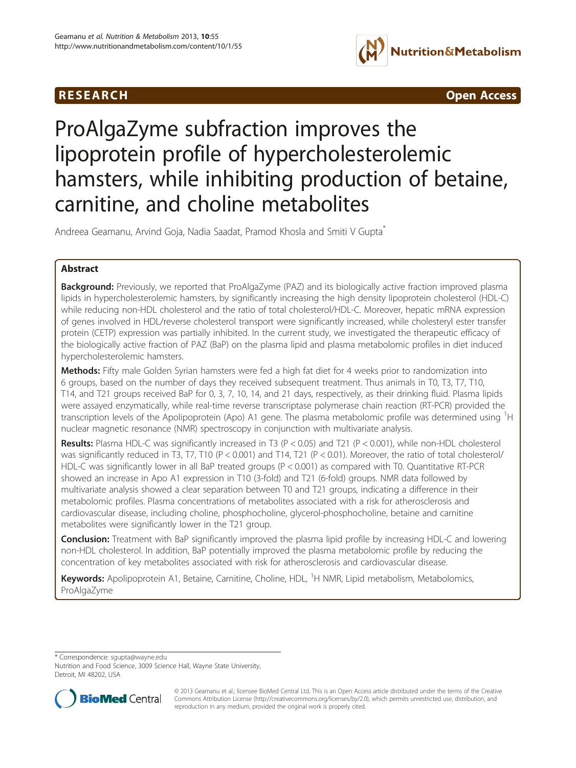RESEARCH Open Access

# ProAlgaZyme subfraction improves the lipoprotein profile of hypercholesterolemic hamsters, while inhibiting production of betaine, carnitine, and choline metabolites

Andreea Geamanu, Arvind Goja, Nadia Saadat, Pramod Khosla and Smiti V Gupta*

## Abstract

**Background:** Previously, we reported that ProAlgaZyme (PAZ) and its biologically active fraction improved plasma lipids in hypercholesterolemic hamsters, by significantly increasing the high density lipoprotein cholesterol (HDL-C) while reducing non-HDL cholesterol and the ratio of total cholesterol/HDL-C. Moreover, hepatic mRNA expression of genes involved in HDL/reverse cholesterol transport were significantly increased, while cholesteryl ester transfer protein (CETP) expression was partially inhibited. In the current study, we investigated the therapeutic efficacy of the biologically active fraction of PAZ (BaP) on the plasma lipid and plasma metabolomic profiles in diet induced hypercholesterolemic hamsters.

**Methods:** Fifty male Golden Syrian hamsters were fed a high fat diet for 4 weeks prior to randomization into 6 groups, based on the number of days they received subsequent treatment. Thus animals in T0, T3, T7, T10, T14, and T21 groups received BaP for 0, 3, 7, 10, 14, and 21 days, respectively, as their drinking fluid. Plasma lipids were assayed enzymatically, while real-time reverse transcriptase polymerase chain reaction (RT-PCR) provided the transcription levels of the Apolipoprotein (Apo) A1 gene. The plasma metabolomic profile was determined using $^{1}$H nuclear magnetic resonance (NMR) spectroscopy in conjunction with multivariate analysis.

**Results:** Plasma HDL-C was significantly increased in T3 ($P < 0.05$) and T21 ($P < 0.001$), while non-HDL cholesterol was significantly reduced in T3, T7, T10 ($P < 0.001$) and T14, T21 ($P < 0.01$). Moreover, the ratio of total cholesterol/HDL-C was significantly lower in all BaP treated groups ($P < 0.001$) as compared with T0. Quantitative RT-PCR showed an increase in Apo A1 expression in T10 (3-fold) and T21 (6-fold) groups. NMR data followed by multivariate analysis showed a clear separation between T0 and T21 groups, indicating a difference in their metabolomic profiles. Plasma concentrations of metabolites associated with a risk for atherosclerosis and cardiovascular disease, including choline, phosphocholine, glycerol-phosphocholine, betaine and carnitine metabolites were significantly lower in the T21 group.

**Conclusion:** Treatment with BaP significantly improved the plasma lipid profile by increasing HDL-C and lowering non-HDL cholesterol. In addition, BaP potentially improved the plasma metabolomic profile by reducing the concentration of key metabolites associated with risk for atherosclerosis and cardiovascular disease.

**Keywords:** Apolipoprotein A1, Betaine, Carnitine, Choline, HDL, $^{1}$H NMR, Lipid metabolism, Metabolomics, ProAlgaZyme

\* Correspondence: sgupta@wayne.edu
Nutrition and Food Science, 3009 Science Hall, Wayne State University, Detroit, MI 48202, USA

© 2013 Geamanu et al.; licensee BioMed Central Ltd. This is an Open Access article distributed under the terms of the Creative Commons Attribution License (http://creativecommons.org/licenses/by/2.0), which permits unrestricted use, distribution, and reproduction in any medium, provided the original work is properly cited.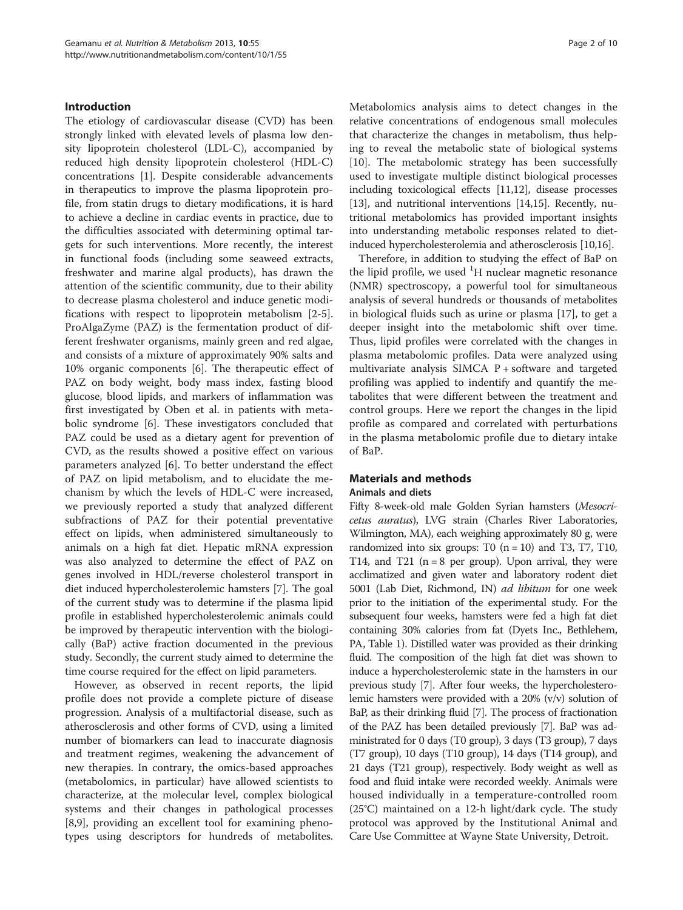## Introduction

The etiology of cardiovascular disease (CVD) has been strongly linked with elevated levels of plasma low density lipoprotein cholesterol (LDL-C), accompanied by reduced high density lipoprotein cholesterol (HDL-C) concentrations [1]. Despite considerable advancements in therapeutics to improve the plasma lipoprotein profile, from statin drugs to dietary modifications, it is hard to achieve a decline in cardiac events in practice, due to the difficulties associated with determining optimal targets for such interventions. More recently, the interest in functional foods (including some seaweed extracts, freshwater and marine algal products), has drawn the attention of the scientific community, due to their ability to decrease plasma cholesterol and induce genetic modifications with respect to lipoprotein metabolism [2-5]. ProAlgaZyme (PAZ) is the fermentation product of different freshwater organisms, mainly green and red algae, and consists of a mixture of approximately 90% salts and 10% organic components [6]. The therapeutic effect of PAZ on body weight, body mass index, fasting blood glucose, blood lipids, and markers of inflammation was first investigated by Oben et al. in patients with metabolic syndrome [6]. These investigators concluded that PAZ could be used as a dietary agent for prevention of CVD, as the results showed a positive effect on various parameters analyzed [6]. To better understand the effect of PAZ on lipid metabolism, and to elucidate the mechanism by which the levels of HDL-C were increased, we previously reported a study that analyzed different subfractions of PAZ for their potential preventative effect on lipids, when administered simultaneously to animals on a high fat diet. Hepatic mRNA expression was also analyzed to determine the effect of PAZ on genes involved in HDL/reverse cholesterol transport in diet induced hypercholesterolemic hamsters [7]. The goal of the current study was to determine if the plasma lipid profile in established hypercholesterolemic animals could be improved by therapeutic intervention with the biologically (BaP) active fraction documented in the previous study. Secondly, the current study aimed to determine the time course required for the effect on lipid parameters.

However, as observed in recent reports, the lipid profile does not provide a complete picture of disease progression. Analysis of a multifactorial disease, such as atherosclerosis and other forms of CVD, using a limited number of biomarkers can lead to inaccurate diagnosis and treatment regimes, weakening the advancement of new therapies. In contrary, the omics-based approaches (metabolomics, in particular) have allowed scientists to characterize, at the molecular level, complex biological systems and their changes in pathological processes [8,9], providing an excellent tool for examining phenotypes using descriptors for hundreds of metabolites. Metabolomics analysis aims to detect changes in the relative concentrations of endogenous small molecules that characterize the changes in metabolism, thus helping to reveal the metabolic state of biological systems [10]. The metabolomic strategy has been successfully used to investigate multiple distinct biological processes including toxicological effects [11,12], disease processes [13], and nutritional interventions [14,15]. Recently, nutritional metabolomics has provided important insights into understanding metabolic responses related to diet-induced hypercholesterolemia and atherosclerosis [10,16].

Therefore, in addition to studying the effect of BaP on the lipid profile, we used $^{1}H$ nuclear magnetic resonance (NMR) spectroscopy, a powerful tool for simultaneous analysis of several hundreds or thousands of metabolites in biological fluids such as urine or plasma [17], to get a deeper insight into the metabolomic shift over time. Thus, lipid profiles were correlated with the changes in plasma metabolomic profiles. Data were analyzed using multivariate analysis SIMCA P + software and targeted profiling was applied to indentify and quantify the metabolites that were different between the treatment and control groups. Here we report the changes in the lipid profile as compared and correlated with perturbations in the plasma metabolomic profile due to dietary intake of BaP.

## Materials and methods

### Animals and diets

Fifty 8-week-old male Golden Syrian hamsters (*Mesocricetus auratus*), LVG strain (Charles River Laboratories, Wilmington, MA), each weighing approximately 80 g, were randomized into six groups: T0 (n = 10) and T3, T7, T10, T14, and T21 (n = 8 per group). Upon arrival, they were acclimatized and given water and laboratory rodent diet 5001 (Lab Diet, Richmond, IN) *ad libitum* for one week prior to the initiation of the experimental study. For the subsequent four weeks, hamsters were fed a high fat diet containing 30% calories from fat (Dyets Inc., Bethlehem, PA, Table 1). Distilled water was provided as their drinking fluid. The composition of the high fat diet was shown to induce a hypercholesterolemic state in the hamsters in our previous study [7]. After four weeks, the hypercholesterolemic hamsters were provided with a 20% (v/v) solution of BaP, as their drinking fluid [7]. The process of fractionation of the PAZ has been detailed previously [7]. BaP was administrated for 0 days (T0 group), 3 days (T3 group), 7 days (T7 group), 10 days (T10 group), 14 days (T14 group), and 21 days (T21 group), respectively. Body weight as well as food and fluid intake were recorded weekly. Animals were housed individually in a temperature-controlled room (25°C) maintained on a 12-h light/dark cycle. The study protocol was approved by the Institutional Animal and Care Use Committee at Wayne State University, Detroit.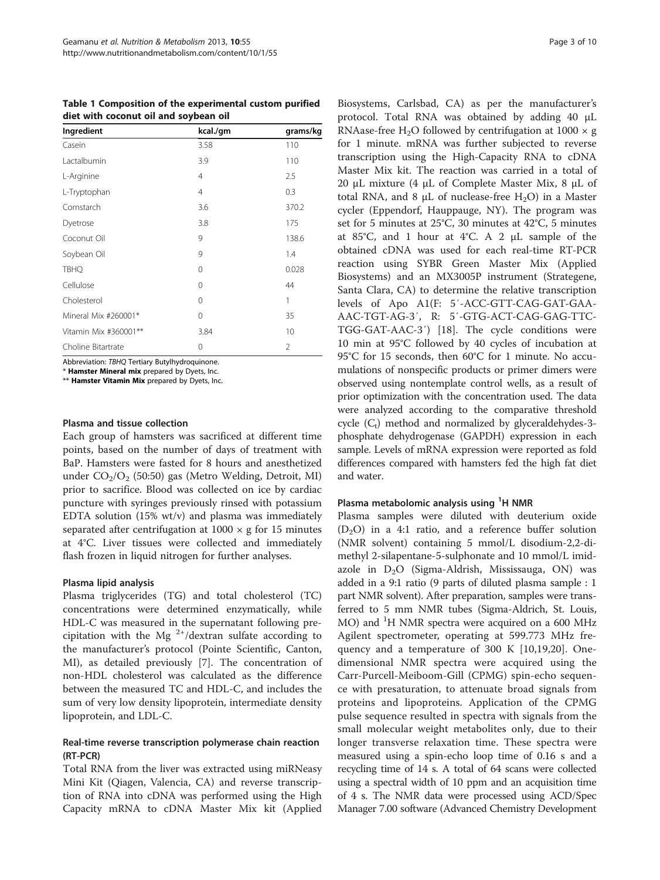**Table 1 Composition of the experimental custom purified diet with coconut oil and soybean oil**

| Ingredient | kcal./gm | grams/kg |
|---|---|---|
| Casein | 3.58 | 110 |
| Lactalbumin | 3.9 | 110 |
| L-Arginine | 4 | 2.5 |
| L-Tryptophan | 4 | 0.3 |
| Cornstarch | 3.6 | 370.2 |
| Dyetrose | 3.8 | 175 |
| Coconut Oil | 9 | 138.6 |
| Soybean Oil | 9 | 1.4 |
| TBHQ | 0 | 0.028 |
| Cellulose | 0 | 44 |
| Cholesterol | 0 | 1 |
| Mineral Mix #260001* | 0 | 35 |
| Vitamin Mix #360001** | 3.84 | 10 |
| Choline Bitartrate | 0 | 2 |

Abbreviation: *TBHQ* Tertiary Butylhydroquinone.
* **Hamster Mineral mix** prepared by Dyets, Inc.
** **Hamster Vitamin Mix** prepared by Dyets, Inc.

### Plasma and tissue collection

Each group of hamsters was sacrificed at different time points, based on the number of days of treatment with BaP. Hamsters were fasted for 8 hours and anesthetized under $CO_2/O_2$ (50:50) gas (Metro Welding, Detroit, MI) prior to sacrifice. Blood was collected on ice by cardiac puncture with syringes previously rinsed with potassium EDTA solution (15% wt/v) and plasma was immediately separated after centrifugation at 1000 × g for 15 minutes at 4°C. Liver tissues were collected and immediately flash frozen in liquid nitrogen for further analyses.

### Plasma lipid analysis

Plasma triglycerides (TG) and total cholesterol (TC) concentrations were determined enzymatically, while HDL-C was measured in the supernatant following precipitation with the $Mg^{2+}$/dextran sulfate according to the manufacturer's protocol (Pointe Scientific, Canton, MI), as detailed previously [7]. The concentration of non-HDL cholesterol was calculated as the difference between the measured TC and HDL-C, and includes the sum of very low density lipoprotein, intermediate density lipoprotein, and LDL-C.

### Real-time reverse transcription polymerase chain reaction (RT-PCR)

Total RNA from the liver was extracted using miRNeasy Mini Kit (Qiagen, Valencia, CA) and reverse transcription of RNA into cDNA was performed using the High Capacity mRNA to cDNA Master Mix kit (Applied Biosystems, Carlsbad, CA) as per the manufacturer's protocol. Total RNA was obtained by adding 40 μL RNAase-free $H_2O$ followed by centrifugation at 1000 × g for 1 minute. mRNA was further subjected to reverse transcription using the High-Capacity RNA to cDNA Master Mix kit. The reaction was carried in a total of 20 μL mixture (4 μL of Complete Master Mix, 8 μL of total RNA, and 8 μL of nuclease-free $H_2O$) in a Master cycler (Eppendorf, Hauppauge, NY). The program was set for 5 minutes at 25°C, 30 minutes at 42°C, 5 minutes at 85°C, and 1 hour at 4°C. A 2 μL sample of the obtained cDNA was used for each real-time RT-PCR reaction using SYBR Green Master Mix (Applied Biosystems) and an MX3005P instrument (Strategene, Santa Clara, CA) to determine the relative transcription levels of Apo A1(F: 5′-ACC-GTT-CAG-GAT-GAA-AAC-TGT-AG-3′, R: 5′-GTG-ACT-CAG-GAG-TTC-TGG-GAT-AAC-3′) [18]. The cycle conditions were 10 min at 95°C followed by 40 cycles of incubation at 95°C for 15 seconds, then 60°C for 1 minute. No accumulations of nonspecific products or primer dimers were observed using nontemplate control wells, as a result of prior optimization with the concentration used. The data were analyzed according to the comparative threshold cycle ($C_t$) method and normalized by glyceraldehydes-3-phosphate dehydrogenase (GAPDH) expression in each sample. Levels of mRNA expression were reported as fold differences compared with hamsters fed the high fat diet and water.

### Plasma metabolomic analysis using $^1$H NMR

Plasma samples were diluted with deuterium oxide ($D_2O$) in a 4:1 ratio, and a reference buffer solution (NMR solvent) containing 5 mmol/L disodium-2,2-dimethyl 2-silapentane-5-sulphonate and 10 mmol/L imidazole in $D_2O$ (Sigma-Aldrish, Mississauga, ON) was added in a 9:1 ratio (9 parts of diluted plasma sample : 1 part NMR solvent). After preparation, samples were transferred to 5 mm NMR tubes (Sigma-Aldrich, St. Louis, MO) and $^1$H NMR spectra were acquired on a 600 MHz Agilent spectrometer, operating at 599.773 MHz frequency and a temperature of 300 K [10,19,20]. One-dimensional NMR spectra were acquired using the Carr-Purcell-Meiboom-Gill (CPMG) spin-echo sequence with presaturation, to attenuate broad signals from proteins and lipoproteins. Application of the CPMG pulse sequence resulted in spectra with signals from the small molecular weight metabolites only, due to their longer transverse relaxation time. These spectra were measured using a spin-echo loop time of 0.16 s and a recycling time of 14 s. A total of 64 scans were collected using a spectral width of 10 ppm and an acquisition time of 4 s. The NMR data were processed using ACD/Spec Manager 7.00 software (Advanced Chemistry Development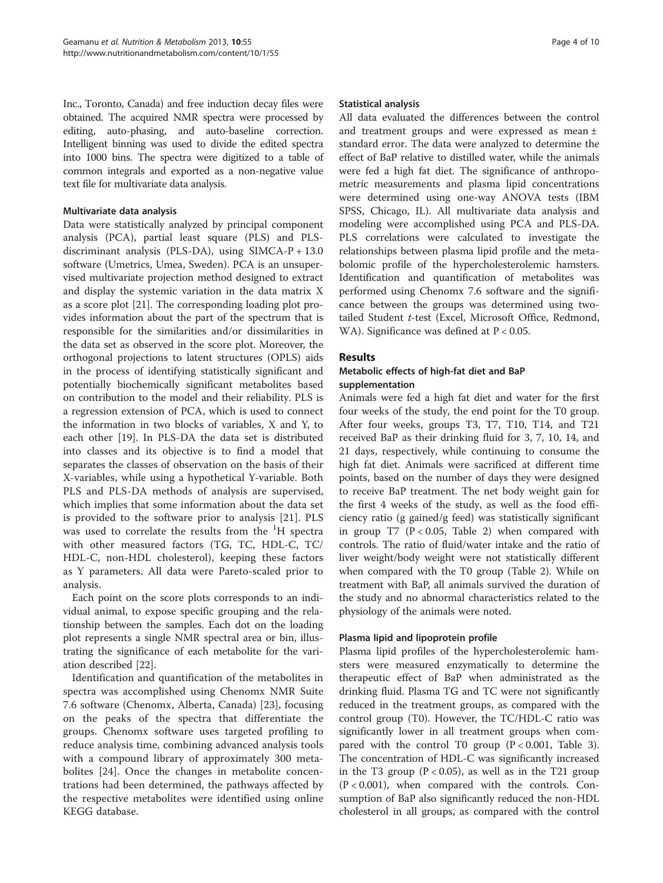Inc., Toronto, Canada) and free induction decay files were obtained. The acquired NMR spectra were processed by editing, auto-phasing, and auto-baseline correction. Intelligent binning was used to divide the edited spectra into 1000 bins. The spectra were digitized to a table of common integrals and exported as a non-negative value text file for multivariate data analysis.

#### Multivariate data analysis

Data were statistically analyzed by principal component analysis (PCA), partial least square (PLS) and PLS-discriminant analysis (PLS-DA), using SIMCA-P + 13.0 software (Umetrics, Umea, Sweden). PCA is an unsupervised multivariate projection method designed to extract and display the systemic variation in the data matrix X as a score plot [21]. The corresponding loading plot provides information about the part of the spectrum that is responsible for the similarities and/or dissimilarities in the data set as observed in the score plot. Moreover, the orthogonal projections to latent structures (OPLS) aids in the process of identifying statistically significant and potentially biochemically significant metabolites based on contribution to the model and their reliability. PLS is a regression extension of PCA, which is used to connect the information in two blocks of variables, X and Y, to each other [19]. In PLS-DA the data set is distributed into classes and its objective is to find a model that separates the classes of observation on the basis of their X-variables, while using a hypothetical Y-variable. Both PLS and PLS-DA methods of analysis are supervised, which implies that some information about the data set is provided to the software prior to analysis [21]. PLS was used to correlate the results from the $^{1}H$ spectra with other measured factors (TG, TC, HDL-C, TC/HDL-C, non-HDL cholesterol), keeping these factors as Y parameters. All data were Pareto-scaled prior to analysis.

Each point on the score plots corresponds to an individual animal, to expose specific grouping and the relationship between the samples. Each dot on the loading plot represents a single NMR spectral area or bin, illustrating the significance of each metabolite for the variation described [22].

Identification and quantification of the metabolites in spectra was accomplished using Chenomx NMR Suite 7.6 software (Chenomx, Alberta, Canada) [23], focusing on the peaks of the spectra that differentiate the groups. Chenomx software uses targeted profiling to reduce analysis time, combining advanced analysis tools with a compound library of approximately 300 metabolites [24]. Once the changes in metabolite concentrations had been determined, the pathways affected by the respective metabolites were identified using online KEGG database.

#### Statistical analysis

All data evaluated the differences between the control and treatment groups and were expressed as mean ± standard error. The data were analyzed to determine the effect of BaP relative to distilled water, while the animals were fed a high fat diet. The significance of anthropometric measurements and plasma lipid concentrations were determined using one-way ANOVA tests (IBM SPSS, Chicago, IL). All multivariate data analysis and modeling were accomplished using PCA and PLS-DA. PLS correlations were calculated to investigate the relationships between plasma lipid profile and the metabolomic profile of the hypercholesterolemic hamsters. Identification and quantification of metabolites was performed using Chenomx 7.6 software and the significance between the groups was determined using two-tailed Student *t*-test (Excel, Microsoft Office, Redmond, WA). Significance was defined at $P < 0.05$.

## Results

### Metabolic effects of high-fat diet and BaP supplementation

Animals were fed a high fat diet and water for the first four weeks of the study, the end point for the T0 group. After four weeks, groups T3, T7, T10, T14, and T21 received BaP as their drinking fluid for 3, 7, 10, 14, and 21 days, respectively, while continuing to consume the high fat diet. Animals were sacrificed at different time points, based on the number of days they were designed to receive BaP treatment. The net body weight gain for the first 4 weeks of the study, as well as the food efficiency ratio (g gained/g feed) was statistically significant in group T7 ($P < 0.05$, Table 2) when compared with controls. The ratio of fluid/water intake and the ratio of liver weight/body weight were not statistically different when compared with the T0 group (Table 2). While on treatment with BaP, all animals survived the duration of the study and no abnormal characteristics related to the physiology of the animals were noted.

#### Plasma lipid and lipoprotein profile

Plasma lipid profiles of the hypercholesterolemic hamsters were measured enzymatically to determine the therapeutic effect of BaP when administrated as the drinking fluid. Plasma TG and TC were not significantly reduced in the treatment groups, as compared with the control group (T0). However, the TC/HDL-C ratio was significantly lower in all treatment groups when compared with the control T0 group ($P < 0.001$, Table 3). The concentration of HDL-C was significantly increased in the T3 group ($P < 0.05$), as well as in the T21 group ($P < 0.001$), when compared with the controls. Consumption of BaP also significantly reduced the non-HDL cholesterol in all groups, as compared with the control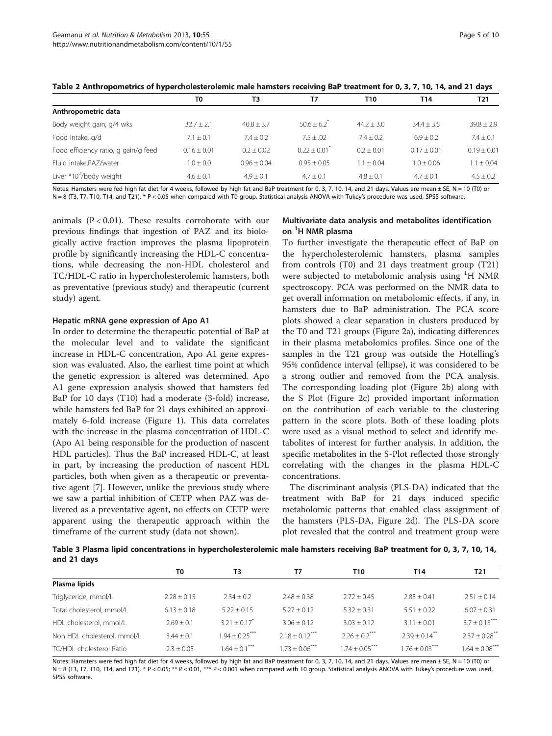**Table 2 Anthropometrics of hypercholesterolemic male hamsters receiving BaP treatment for 0, 3, 7, 10, 14, and 21 days**

| | T0 | T3 | T7 | T10 | T14 | T21 |
|---|---|---|---|---|---|---|
| **Anthropometric data** | | | | | | |
| Body weight gain, g/4 wks | 32.7 ± 2.1 | 40.8 ± 3.7 | 50.6 ± 6.2* | 44.2 ± 3.0 | 34.4 ± 3.5 | 39.8 ± 2.9 |
| Food intake, g/d | 7.1 ± 0.1 | 7.4 ± 0.2 | 7.5 ± .02 | 7.4 ± 0.2 | 6.9 ± 0.2 | 7.4 ± 0.1 |
| Food efficiency ratio, g gain/g feed | 0.16 ± 0.01 | 0.2 ± 0.02 | 0.22 ± 0.01* | 0.2 ± 0.01 | 0.17 ± 0.01 | 0.19 ± 0.01 |
| Fluid intake,PAZ/water | 1.0 ± 0.0 | 0.96 ± 0.04 | 0.95 ± 0.05 | 1.1 ± 0.04 | 1.0 ± 0.06 | 1.1 ± 0.04 |
| Liver $*10^2$/body weight | 4.6 ± 0.1 | 4.9 ± 0.1 | 4.7 ± 0.1 | 4.8 ± 0.1 | 4.7 ± 0.1 | 4.5 ± 0.2 |

Notes: Hamsters were fed high fat diet for 4 weeks, followed by high fat and BaP treatment for 0, 3, 7, 10, 14, and 21 days. Values are mean ± SE, N = 10 (T0) or N = 8 (T3, T7, T10, T14, and T21). * P < 0.05 when compared with T0 group. Statistical analysis ANOVA with Tukey's procedure was used, SPSS software.

animals (P < 0.01). These results corroborate with our previous findings that ingestion of PAZ and its biologically active fraction improves the plasma lipoprotein profile by significantly increasing the HDL-C concentrations, while decreasing the non-HDL cholesterol and TC/HDL-C ratio in hypercholesterolemic hamsters, both as preventative (previous study) and therapeutic (current study) agent.

### Hepatic mRNA gene expression of Apo A1

In order to determine the therapeutic potential of BaP at the molecular level and to validate the significant increase in HDL-C concentration, Apo A1 gene expression was evaluated. Also, the earliest time point at which the genetic expression is altered was determined. Apo A1 gene expression analysis showed that hamsters fed BaP for 10 days (T10) had a moderate (3-fold) increase, while hamsters fed BaP for 21 days exhibited an approximately 6-fold increase (Figure 1). This data correlates with the increase in the plasma concentration of HDL-C (Apo A1 being responsible for the production of nascent HDL particles). Thus the BaP increased HDL-C, at least in part, by increasing the production of nascent HDL particles, both when given as a therapeutic or preventative agent [7]. However, unlike the previous study where we saw a partial inhibition of CETP when PAZ was delivered as a preventative agent, no effects on CETP were apparent using the therapeutic approach within the timeframe of the current study (data not shown).

### Multivariate data analysis and metabolites identification on $^1$H NMR plasma

To further investigate the therapeutic effect of BaP on the hypercholesterolemic hamsters, plasma samples from controls (T0) and 21 days treatment group (T21) were subjected to metabolomic analysis using $^1$H NMR spectroscopy. PCA was performed on the NMR data to get overall information on metabolomic effects, if any, in hamsters due to BaP administration. The PCA score plots showed a clear separation in clusters produced by the T0 and T21 groups (Figure 2a), indicating differences in their plasma metabolomics profiles. Since one of the samples in the T21 group was outside the Hotelling's 95% confidence interval (ellipse), it was considered to be a strong outlier and removed from the PCA analysis. The corresponding loading plot (Figure 2b) along with the S Plot (Figure 2c) provided important information on the contribution of each variable to the clustering pattern in the score plots. Both of these loading plots were used as a visual method to select and identify metabolites of interest for further analysis. In addition, the specific metabolites in the S-Plot reflected those strongly correlating with the changes in the plasma HDL-C concentrations.

The discriminant analysis (PLS-DA) indicated that the treatment with BaP for 21 days induced specific metabolomic patterns that enabled class assignment of the hamsters (PLS-DA, Figure 2d). The PLS-DA score plot revealed that the control and treatment group were

**Table 3 Plasma lipid concentrations in hypercholesterolemic male hamsters receiving BaP treatment for 0, 3, 7, 10, 14, and 21 days**

| | T0 | T3 | T7 | T10 | T14 | T21 |
|---|---|---|---|---|---|---|
| **Plasma lipids** | | | | | | |
| Triglyceride, mmol/L | 2.28 ± 0.15 | 2.34 ± 0.2 | 2.48 ± 0.38 | 2.72 ± 0.45 | 2.85 ± 0.41 | 2.51 ± 0.14 |
| Total cholesterol, mmol/L | 6.13 ± 0.18 | 5.22 ± 0.15 | 5.27 ± 0.12 | 5.32 ± 0.31 | 5.51 ± 0.22 | 6.07 ± 0.31 |
| HDL cholesterol, mmol/L | 2.69 ± 0.1 | 3.21 ± 0.17* | 3.06 ± 0.12 | 3.03 ± 0.12 | 3.11 ± 0.01 | 3.7 ± 0.13*** |
| Non HDL cholesterol, mmol/L | 3.44 ± 0.1 | 1.94 ± 0.25*** | 2.18 ± 0.12*** | 2.26 ± 0.2*** | 2.39 ± 0.14** | 2.37 ± 0.28** |
| TC/HDL cholesterol Ratio | 2.3 ± 0.05 | 1.64 ± 0.1*** | 1.73 ± 0.06*** | 1.74 ± 0.05*** | 1.76 ± 0.03*** | 1.64 ± 0.08*** |

Notes: Hamsters were fed high fat diet for 4 weeks, followed by high fat and BaP treatment for 0, 3, 7, 10, 14, and 21 days. Values are mean ± SE, N = 10 (T0) or N = 8 (T3, T7, T10, T14, and T21). * P < 0.05; ** P < 0.01, *** P < 0.001 when compared with T0 group. Statistical analysis ANOVA with Tukey's procedure was used, SPSS software.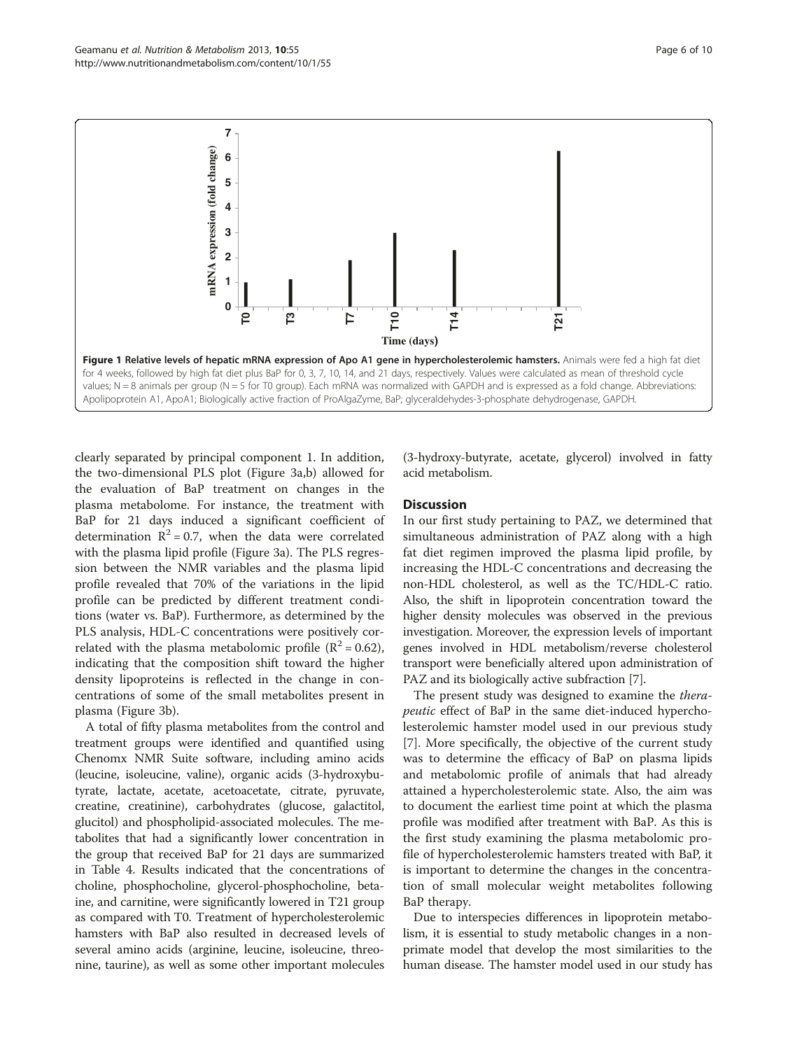**Figure 1 Relative levels of hepatic mRNA expression of Apo A1 gene in hypercholesterolemic hamsters.** Animals were fed a high fat diet for 4 weeks, followed by high fat diet plus BaP for 0, 3, 7, 10, 14, and 21 days, respectively. Values were calculated as mean of threshold cycle values; N = 8 animals per group (N = 5 for T0 group). Each mRNA was normalized with GAPDH and is expressed as a fold change. Abbreviations: Apolipoprotein A1, ApoA1; Biologically active fraction of ProAlgaZyme, BaP; glyceraldehydes-3-phosphate dehydrogenase, GAPDH.

clearly separated by principal component 1. In addition, the two-dimensional PLS plot (Figure 3a,b) allowed for the evaluation of BaP treatment on changes in the plasma metabolome. For instance, the treatment with BaP for 21 days induced a significant coefficient of determination $R^2 = 0.7$, when the data were correlated with the plasma lipid profile (Figure 3a). The PLS regression between the NMR variables and the plasma lipid profile revealed that 70% of the variations in the lipid profile can be predicted by different treatment conditions (water vs. BaP). Furthermore, as determined by the PLS analysis, HDL-C concentrations were positively correlated with the plasma metabolomic profile ($R^2 = 0.62$), indicating that the composition shift toward the higher density lipoproteins is reflected in the change in concentrations of some of the small metabolites present in plasma (Figure 3b).

A total of fifty plasma metabolites from the control and treatment groups were identified and quantified using Chenomx NMR Suite software, including amino acids (leucine, isoleucine, valine), organic acids (3-hydroxybutyrate, lactate, acetate, acetoacetate, citrate, pyruvate, creatine, creatinine), carbohydrates (glucose, galactitol, glucitol) and phospholipid-associated molecules. The metabolites that had a significantly lower concentration in the group that received BaP for 21 days are summarized in Table 4. Results indicated that the concentrations of choline, phosphocholine, glycerol-phosphocholine, betaine, and carnitine, were significantly lowered in T21 group as compared with T0. Treatment of hypercholesterolemic hamsters with BaP also resulted in decreased levels of several amino acids (arginine, leucine, isoleucine, threonine, taurine), as well as some other important molecules (3-hydroxy-butyrate, acetate, glycerol) involved in fatty acid metabolism.

## Discussion

In our first study pertaining to PAZ, we determined that simultaneous administration of PAZ along with a high fat diet regimen improved the plasma lipid profile, by increasing the HDL-C concentrations and decreasing the non-HDL cholesterol, as well as the TC/HDL-C ratio. Also, the shift in lipoprotein concentration toward the higher density molecules was observed in the previous investigation. Moreover, the expression levels of important genes involved in HDL metabolism/reverse cholesterol transport were beneficially altered upon administration of PAZ and its biologically active subfraction [7].

The present study was designed to examine the *therapeutic* effect of BaP in the same diet-induced hypercholesterolemic hamster model used in our previous study [7]. More specifically, the objective of the current study was to determine the efficacy of BaP on plasma lipids and metabolomic profile of animals that had already attained a hypercholesterolemic state. Also, the aim was to document the earliest time point at which the plasma profile was modified after treatment with BaP. As this is the first study examining the plasma metabolomic profile of hypercholesterolemic hamsters treated with BaP, it is important to determine the changes in the concentration of small molecular weight metabolites following BaP therapy.

Due to interspecies differences in lipoprotein metabolism, it is essential to study metabolic changes in a non-primate model that develop the most similarities to the human disease. The hamster model used in our study has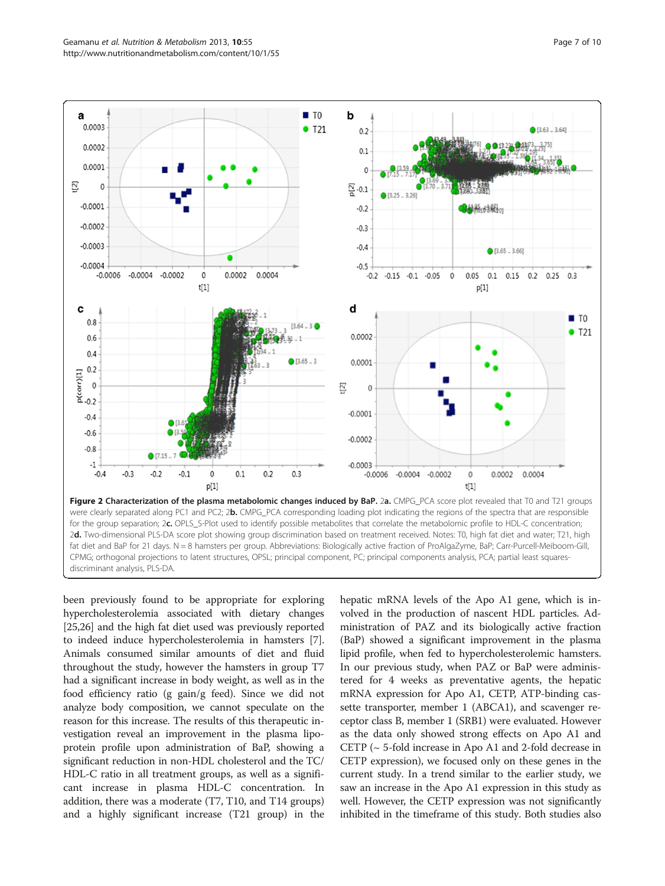**Figure 2 Characterization of the plasma metabolomic changes induced by BaP.** 2**a.** CMPG_PCA score plot revealed that T0 and T21 groups were clearly separated along PC1 and PC2; 2**b.** CMPG_PCA corresponding loading plot indicating the regions of the spectra that are responsible for the group separation; 2**c.** OPLS_S-Plot used to identify possible metabolites that correlate the metabolomic profile to HDL-C concentration; 2**d.** Two-dimensional PLS-DA score plot showing group discrimination based on treatment received. Notes: T0, high fat diet and water; T21, high fat diet and BaP for 21 days. N = 8 hamsters per group. Abbreviations: Biologically active fraction of ProAlgaZyme, BaP; Carr-Purcell-Meiboom-Gill, CPMG; orthogonal projections to latent structures, OPSL; principal component, PC; principal components analysis, PCA; partial least squares-discriminant analysis, PLS-DA.

been previously found to be appropriate for exploring hypercholesterolemia associated with dietary changes [25,26] and the high fat diet used was previously reported to indeed induce hypercholesterolemia in hamsters [7]. Animals consumed similar amounts of diet and fluid throughout the study, however the hamsters in group T7 had a significant increase in body weight, as well as in the food efficiency ratio (g gain/g feed). Since we did not analyze body composition, we cannot speculate on the reason for this increase. The results of this therapeutic investigation reveal an improvement in the plasma lipoprotein profile upon administration of BaP, showing a significant reduction in non-HDL cholesterol and the TC/HDL-C ratio in all treatment groups, as well as a significant increase in plasma HDL-C concentration. In addition, there was a moderate (T7, T10, and T14 groups) and a highly significant increase (T21 group) in the hepatic mRNA levels of the Apo A1 gene, which is involved in the production of nascent HDL particles. Administration of PAZ and its biologically active fraction (BaP) showed a significant improvement in the plasma lipid profile, when fed to hypercholesterolemic hamsters. In our previous study, when PAZ or BaP were administered for 4 weeks as preventative agents, the hepatic mRNA expression for Apo A1, CETP, ATP-binding cassette transporter, member 1 (ABCA1), and scavenger receptor class B, member 1 (SRB1) were evaluated. However as the data only showed strong effects on Apo A1 and CETP (~ 5-fold increase in Apo A1 and 2-fold decrease in CETP expression), we focused only on these genes in the current study. In a trend similar to the earlier study, we saw an increase in the Apo A1 expression in this study as well. However, the CETP expression was not significantly inhibited in the timeframe of this study. Both studies also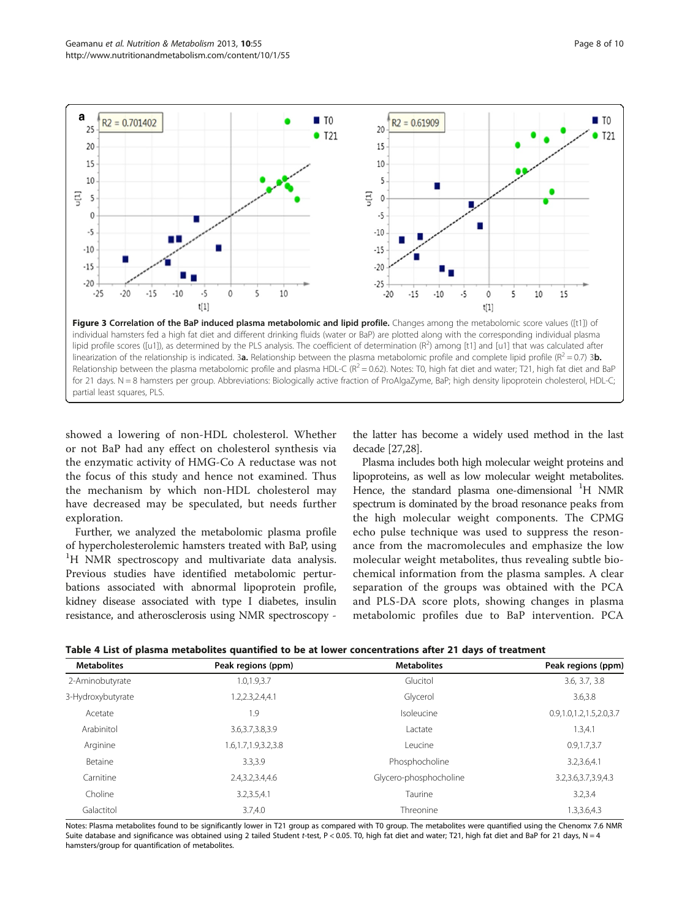**Figure 3 Correlation of the BaP induced plasma metabolomic and lipid profile.** Changes among the metabolomic score values ([t1]) of individual hamsters fed a high fat diet and different drinking fluids (water or BaP) are plotted along with the corresponding individual plasma lipid profile scores ([u1]), as determined by the PLS analysis. The coefficient of determination ($R^2$) among [t1] and [u1] that was calculated after linearization of the relationship is indicated. 3**a.** Relationship between the plasma metabolomic profile and complete lipid profile ($R^2 = 0.7$) 3**b.** Relationship between the plasma metabolomic profile and plasma HDL-C ($R^2 = 0.62$). Notes: T0, high fat diet and water; T21, high fat diet and BaP for 21 days. N = 8 hamsters per group. Abbreviations: Biologically active fraction of ProAlgaZyme, BaP; high density lipoprotein cholesterol, HDL-C; partial least squares, PLS.

showed a lowering of non-HDL cholesterol. Whether or not BaP had any effect on cholesterol synthesis via the enzymatic activity of HMG-Co A reductase was not the focus of this study and hence not examined. Thus the mechanism by which non-HDL cholesterol may have decreased may be speculated, but needs further exploration.

Further, we analyzed the metabolomic plasma profile of hypercholesterolemic hamsters treated with BaP, using $^{1}$H NMR spectroscopy and multivariate data analysis. Previous studies have identified metabolomic perturbations associated with abnormal lipoprotein profile, kidney disease associated with type I diabetes, insulin resistance, and atherosclerosis using NMR spectroscopy - the latter has become a widely used method in the last decade [27,28].

Plasma includes both high molecular weight proteins and lipoproteins, as well as low molecular weight metabolites. Hence, the standard plasma one-dimensional $^{1}$H NMR spectrum is dominated by the broad resonance peaks from the high molecular weight components. The CPMG echo pulse technique was used to suppress the resonance from the macromolecules and emphasize the low molecular weight metabolites, thus revealing subtle biochemical information from the plasma samples. A clear separation of the groups was obtained with the PCA and PLS-DA score plots, showing changes in plasma metabolomic profiles due to BaP intervention. PCA

**Table 4 List of plasma metabolites quantified to be at lower concentrations after 21 days of treatment**

| Metabolites | Peak regions (ppm) | Metabolites | Peak regions (ppm) |
|---|---|---|---|
| 2-Aminobutyrate | 1.0,1.9,3.7 | Glucitol | 3.6, 3.7, 3.8 |
| 3-Hydroxybutyrate | 1.2,2.3,2.4,4.1 | Glycerol | 3.6,3.8 |
| Acetate | 1.9 | Isoleucine | 0.9,1.0,1.2,1.5,2.0,3.7 |
| Arabinitol | 3.6,3.7,3.8,3.9 | Lactate | 1.3,4.1 |
| Arginine | 1.6,1.7,1.9,3.2,3.8 | Leucine | 0.9,1.7,3.7 |
| Betaine | 3.3,3.9 | Phosphocholine | 3.2,3.6,4.1 |
| Carnitine | 2.4,3.2,3.4,4.6 | Glycero-phosphocholine | 3.2,3.6,3.7,3.9,4.3 |
| Choline | 3.2,3.5,4.1 | Taurine | 3.2,3.4 |
| Galactitol | 3.7,4.0 | Threonine | 1.3,3.6,4.3 |

Notes: Plasma metabolites found to be significantly lower in T21 group as compared with T0 group. The metabolites were quantified using the Chenomx 7.6 NMR Suite database and significance was obtained using 2 tailed Student *t*-test, $P < 0.05$. T0, high fat diet and water; T21, high fat diet and BaP for 21 days, N = 4 hamsters/group for quantification of metabolites.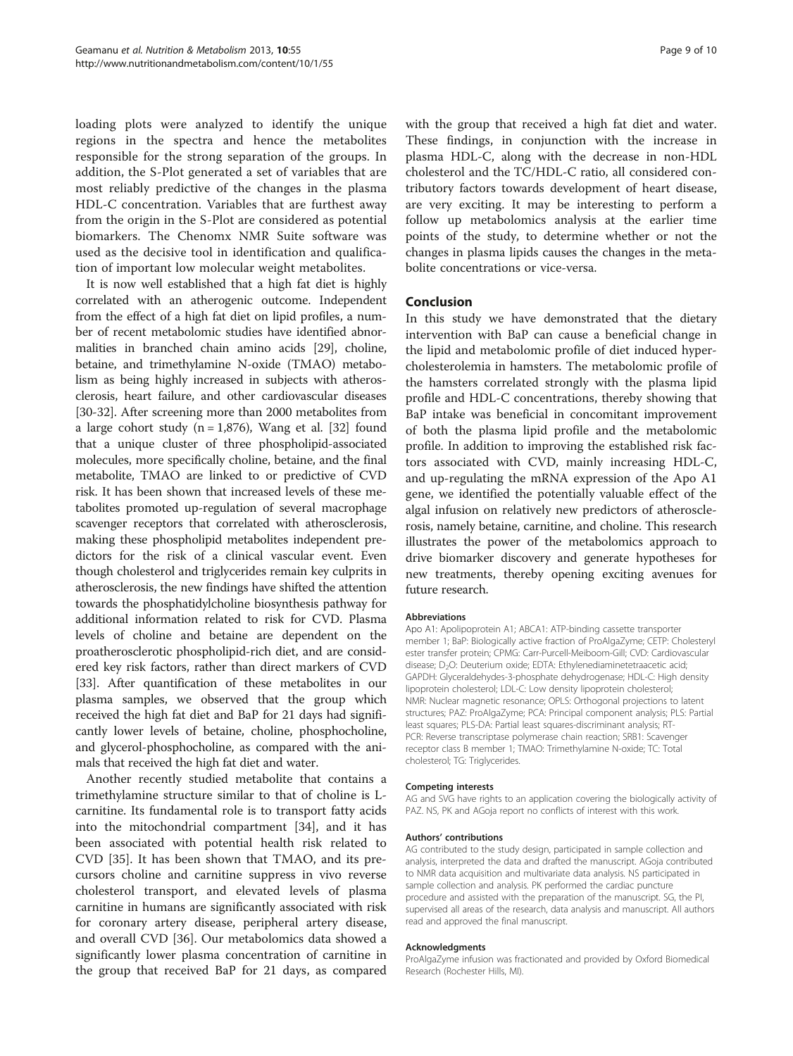loading plots were analyzed to identify the unique regions in the spectra and hence the metabolites responsible for the strong separation of the groups. In addition, the S-Plot generated a set of variables that are most reliably predictive of the changes in the plasma HDL-C concentration. Variables that are furthest away from the origin in the S-Plot are considered as potential biomarkers. The Chenomx NMR Suite software was used as the decisive tool in identification and qualification of important low molecular weight metabolites.

It is now well established that a high fat diet is highly correlated with an atherogenic outcome. Independent from the effect of a high fat diet on lipid profiles, a number of recent metabolomic studies have identified abnormalities in branched chain amino acids [29], choline, betaine, and trimethylamine N-oxide (TMAO) metabolism as being highly increased in subjects with atherosclerosis, heart failure, and other cardiovascular diseases [30-32]. After screening more than 2000 metabolites from a large cohort study (n = 1,876), Wang et al. [32] found that a unique cluster of three phospholipid-associated molecules, more specifically choline, betaine, and the final metabolite, TMAO are linked to or predictive of CVD risk. It has been shown that increased levels of these metabolites promoted up-regulation of several macrophage scavenger receptors that correlated with atherosclerosis, making these phospholipid metabolites independent predictors for the risk of a clinical vascular event. Even though cholesterol and triglycerides remain key culprits in atherosclerosis, the new findings have shifted the attention towards the phosphatidylcholine biosynthesis pathway for additional information related to risk for CVD. Plasma levels of choline and betaine are dependent on the proatherosclerotic phospholipid-rich diet, and are considered key risk factors, rather than direct markers of CVD [33]. After quantification of these metabolites in our plasma samples, we observed that the group which received the high fat diet and BaP for 21 days had significantly lower levels of betaine, choline, phosphocholine, and glycerol-phosphocholine, as compared with the animals that received the high fat diet and water.

Another recently studied metabolite that contains a trimethylamine structure similar to that of choline is L-carnitine. Its fundamental role is to transport fatty acids into the mitochondrial compartment [34], and it has been associated with potential health risk related to CVD [35]. It has been shown that TMAO, and its precursors choline and carnitine suppress in vivo reverse cholesterol transport, and elevated levels of plasma carnitine in humans are significantly associated with risk for coronary artery disease, peripheral artery disease, and overall CVD [36]. Our metabolomics data showed a significantly lower plasma concentration of carnitine in the group that received BaP for 21 days, as compared with the group that received a high fat diet and water. These findings, in conjunction with the increase in plasma HDL-C, along with the decrease in non-HDL cholesterol and the TC/HDL-C ratio, all considered contributory factors towards development of heart disease, are very exciting. It may be interesting to perform a follow up metabolomics analysis at the earlier time points of the study, to determine whether or not the changes in plasma lipids causes the changes in the metabolite concentrations or vice-versa.

## Conclusion

In this study we have demonstrated that the dietary intervention with BaP can cause a beneficial change in the lipid and metabolomic profile of diet induced hypercholesterolemia in hamsters. The metabolomic profile of the hamsters correlated strongly with the plasma lipid profile and HDL-C concentrations, thereby showing that BaP intake was beneficial in concomitant improvement of both the plasma lipid profile and the metabolomic profile. In addition to improving the established risk factors associated with CVD, mainly increasing HDL-C, and up-regulating the mRNA expression of the Apo A1 gene, we identified the potentially valuable effect of the algal infusion on relatively new predictors of atherosclerosis, namely betaine, carnitine, and choline. This research illustrates the power of the metabolomics approach to drive biomarker discovery and generate hypotheses for new treatments, thereby opening exciting avenues for future research.

#### Abbreviations

Apo A1: Apolipoprotein A1; ABCA1: ATP-binding cassette transporter member 1; BaP: Biologically active fraction of ProAlgaZyme; CETP: Cholesteryl ester transfer protein; CPMG: Carr-Purcell-Meiboom-Gill; CVD: Cardiovascular disease; $D_2O$: Deuterium oxide; EDTA: Ethylenediaminetetraacetic acid; GAPDH: Glyceraldehydes-3-phosphate dehydrogenase; HDL-C: High density lipoprotein cholesterol; LDL-C: Low density lipoprotein cholesterol; NMR: Nuclear magnetic resonance; OPLS: Orthogonal projections to latent structures; PAZ: ProAlgaZyme; PCA: Principal component analysis; PLS: Partial least squares; PLS-DA: Partial least squares-discriminant analysis; RT-PCR: Reverse transcriptase polymerase chain reaction; SRB1: Scavenger receptor class B member 1; TMAO: Trimethylamine N-oxide; TC: Total cholesterol; TG: Triglycerides.

#### Competing interests

AG and SVG have rights to an application covering the biologically activity of PAZ. NS, PK and AGoja report no conflicts of interest with this work.

#### Authors' contributions

AG contributed to the study design, participated in sample collection and analysis, interpreted the data and drafted the manuscript. AGoja contributed to NMR data acquisition and multivariate data analysis. NS participated in sample collection and analysis. PK performed the cardiac puncture procedure and assisted with the preparation of the manuscript. SG, the PI, supervised all areas of the research, data analysis and manuscript. All authors read and approved the final manuscript.

#### Acknowledgments

ProAlgaZyme infusion was fractionated and provided by Oxford Biomedical Research (Rochester Hills, MI).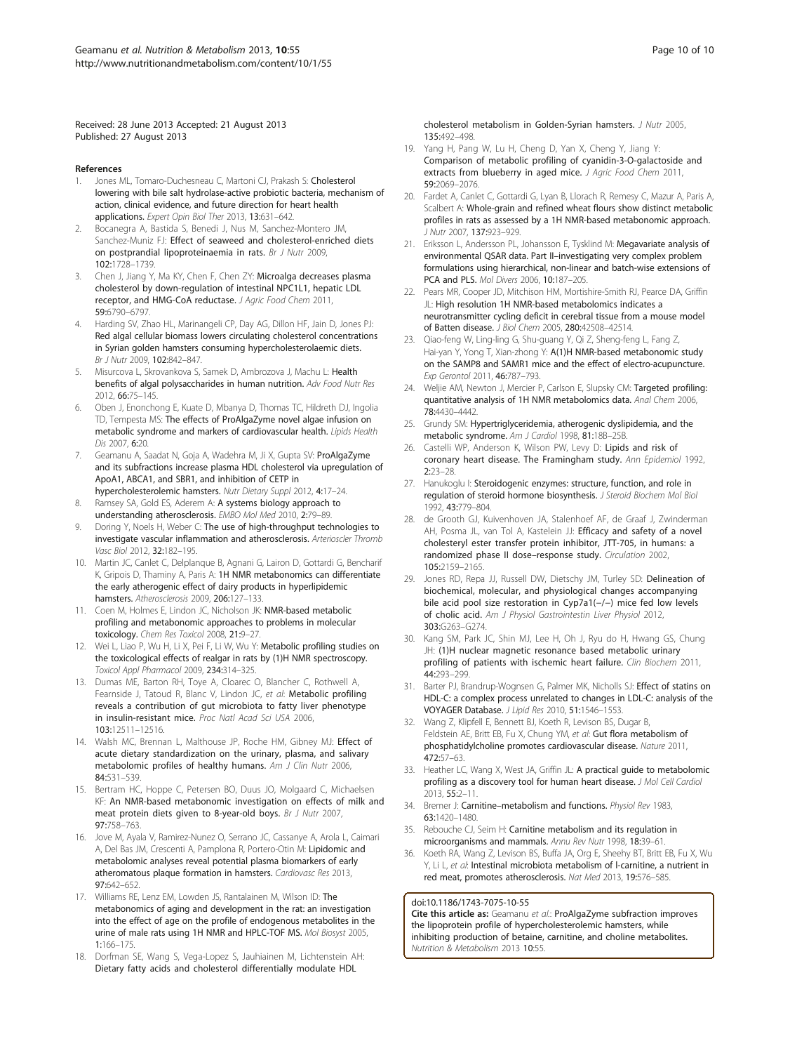Received: 28 June 2013 Accepted: 21 August 2013
Published: 27 August 2013

## References

1. Jones ML, Tomaro-Duchesneau C, Martoni CJ, Prakash S: **Cholesterol lowering with bile salt hydrolase-active probiotic bacteria, mechanism of action, clinical evidence, and future direction for heart health applications.** *Expert Opin Biol Ther* 2013, **13:**631–642.
2. Bocanegra A, Bastida S, Benedi J, Nus M, Sanchez-Montero JM, Sanchez-Muniz FJ: **Effect of seaweed and cholesterol-enriched diets on postprandial lipoproteinaemia in rats.** *Br J Nutr* 2009, **102:**1728–1739.
3. Chen J, Jiang Y, Ma KY, Chen F, Chen ZY: **Microalga decreases plasma cholesterol by down-regulation of intestinal NPC1L1, hepatic LDL receptor, and HMG-CoA reductase.** *J Agric Food Chem* 2011, **59:**6790–6797.
4. Harding SV, Zhao HL, Marinangeli CP, Day AG, Dillon HF, Jain D, Jones PJ: **Red algal cellular biomass lowers circulating cholesterol concentrations in Syrian golden hamsters consuming hypercholesterolaemic diets.** *Br J Nutr* 2009, **102:**842–847.
5. Misurcova L, Skrovankova S, Samek D, Ambrozova J, Machu L: **Health benefits of algal polysaccharides in human nutrition.** *Adv Food Nutr Res* 2012, **66:**75–145.
6. Oben J, Enonchong E, Kuate D, Mbanya D, Thomas TC, Hildreth DJ, Ingolia TD, Tempesta MS: **The effects of ProAlgaZyme novel algae infusion on metabolic syndrome and markers of cardiovascular health.** *Lipids Health Dis* 2007, **6:**20.
7. Geamanu A, Saadat N, Goja A, Wadehra M, Ji X, Gupta SV: **ProAlgaZyme and its subfractions increase plasma HDL cholesterol via upregulation of ApoA1, ABCA1, and SBR1, and inhibition of CETP in hypercholesterolemic hamsters.** *Nutr Dietary Suppl* 2012, **4:**17–24.
8. Ramsey SA, Gold ES, Aderem A: **A systems biology approach to understanding atherosclerosis.** *EMBO Mol Med* 2010, **2:**79–89.
9. Doring Y, Noels H, Weber C: **The use of high-throughput technologies to investigate vascular inflammation and atherosclerosis.** *Arterioscler Thromb Vasc Biol* 2012, **32:**182–195.
10. Martin JC, Canlet C, Delplanque B, Agnani G, Lairon D, Gottardi G, Bencharif K, Gripois D, Thaminy A, Paris A: **1H NMR metabonomics can differentiate the early atherogenic effect of dairy products in hyperlipidemic hamsters.** *Atherosclerosis* 2009, **206:**127–133.
11. Coen M, Holmes E, Lindon JC, Nicholson JK: **NMR-based metabolic profiling and metabonomic approaches to problems in molecular toxicology.** *Chem Res Toxicol* 2008, **21:**9–27.
12. Wei L, Liao P, Wu H, Li X, Pei F, Li W, Wu Y: **Metabolic profiling studies on the toxicological effects of realgar in rats by (1)H NMR spectroscopy.** *Toxicol Appl Pharmacol* 2009, **234:**314–325.
13. Dumas ME, Barton RH, Toye A, Cloarec O, Blancher C, Rothwell A, Fearnside J, Tatoud R, Blanc V, Lindon JC, *et al*: **Metabolic profiling reveals a contribution of gut microbiota to fatty liver phenotype in insulin-resistant mice.** *Proc Natl Acad Sci USA* 2006, **103:**12511–12516.
14. Walsh MC, Brennan L, Malthouse JP, Roche HM, Gibney MJ: **Effect of acute dietary standardization on the urinary, plasma, and salivary metabolomic profiles of healthy humans.** *Am J Clin Nutr* 2006, **84:**531–539.
15. Bertram HC, Hoppe C, Petersen BO, Duus JO, Molgaard C, Michaelsen KF: **An NMR-based metabonomic investigation on effects of milk and meat protein diets given to 8-year-old boys.** *Br J Nutr* 2007, **97:**758–763.
16. Jove M, Ayala V, Ramirez-Nunez O, Serrano JC, Cassanye A, Arola L, Caimari A, Del Bas JM, Crescenti A, Pamplona R, Portero-Otin M: **Lipidomic and metabolomic analyses reveal potential plasma biomarkers of early atheromatous plaque formation in hamsters.** *Cardiovasc Res* 2013, **97:**642–652.
17. Williams RE, Lenz EM, Lowden JS, Rantalainen M, Wilson ID: **The metabonomics of aging and development in the rat: an investigation into the effect of age on the profile of endogenous metabolites in the urine of male rats using 1H NMR and HPLC-TOF MS.** *Mol Biosyst* 2005, **1:**166–175.
18. Dorfman SE, Wang S, Vega-Lopez S, Jauhiainen M, Lichtenstein AH: **Dietary fatty acids and cholesterol differentially modulate HDL cholesterol metabolism in Golden-Syrian hamsters.** *J Nutr* 2005, **135:**492–498.
19. Yang H, Pang W, Lu H, Cheng D, Yan X, Cheng Y, Jiang Y: **Comparison of metabolic profiling of cyanidin-3-O-galactoside and extracts from blueberry in aged mice.** *J Agric Food Chem* 2011, **59:**2069–2076.
20. Fardet A, Canlet C, Gottardi G, Lyan B, Llorach R, Remesy C, Mazur A, Paris A, Scalbert A: **Whole-grain and refined wheat flours show distinct metabolic profiles in rats as assessed by a 1H NMR-based metabonomic approach.** *J Nutr* 2007, **137:**923–929.
21. Eriksson L, Andersson PL, Johansson E, Tysklind M: **Megavariate analysis of environmental QSAR data. Part II–investigating very complex problem formulations using hierarchical, non-linear and batch-wise extensions of PCA and PLS.** *Mol Divers* 2006, **10:**187–205.
22. Pears MR, Cooper JD, Mitchison HM, Mortishire-Smith RJ, Pearce DA, Griffin JL: **High resolution 1H NMR-based metabolomics indicates a neurotransmitter cycling deficit in cerebral tissue from a mouse model of Batten disease.** *J Biol Chem* 2005, **280:**42508–42514.
23. Qiao-feng W, Ling-ling G, Shu-guang Y, Qi Z, Sheng-feng L, Fang Z, Hai-yan Y, Yong T, Xian-zhong Y: **A(1)H NMR-based metabonomic study on the SAMP8 and SAMR1 mice and the effect of electro-acupuncture.** *Exp Gerontol* 2011, **46:**787–793.
24. Weljie AM, Newton J, Mercier P, Carlson E, Slupsky CM: **Targeted profiling: quantitative analysis of 1H NMR metabolomics data.** *Anal Chem* 2006, **78:**4430–4442.
25. Grundy SM: **Hypertriglyceridemia, atherogenic dyslipidemia, and the metabolic syndrome.** *Am J Cardiol* 1998, **81:**18B–25B.
26. Castelli WP, Anderson K, Wilson PW, Levy D: **Lipids and risk of coronary heart disease. The Framingham study.** *Ann Epidemiol* 1992, **2:**23–28.
27. Hanukoglu I: **Steroidogenic enzymes: structure, function, and role in regulation of steroid hormone biosynthesis.** *J Steroid Biochem Mol Biol* 1992, **43:**779–804.
28. de Grooth GJ, Kuivenhoven JA, Stalenhoef AF, de Graaf J, Zwinderman AH, Posma JL, van Tol A, Kastelein JJ: **Efficacy and safety of a novel cholesteryl ester transfer protein inhibitor, JTT-705, in humans: a randomized phase II dose–response study.** *Circulation* 2002, **105:**2159–2165.
29. Jones RD, Repa JJ, Russell DW, Dietschy JM, Turley SD: **Delineation of biochemical, molecular, and physiological changes accompanying bile acid pool size restoration in Cyp7a1(−/−) mice fed low levels of cholic acid.** *Am J Physiol Gastrointestin Liver Physiol* 2012, **303:**G263–G274.
30. Kang SM, Park JC, Shin MJ, Lee H, Oh J, Ryu do H, Hwang GS, Chung JH: **(1)H nuclear magnetic resonance based metabolic urinary profiling of patients with ischemic heart failure.** *Clin Biochem* 2011, **44:**293–299.
31. Barter PJ, Brandrup-Wognsen G, Palmer MK, Nicholls SJ: **Effect of statins on HDL-C: a complex process unrelated to changes in LDL-C: analysis of the VOYAGER Database.** *J Lipid Res* 2010, **51:**1546–1553.
32. Wang Z, Klipfell E, Bennett BJ, Koeth R, Levison BS, Dugar B, Feldstein AE, Britt EB, Fu X, Chung YM, *et al*: **Gut flora metabolism of phosphatidylcholine promotes cardiovascular disease.** *Nature* 2011, **472:**57–63.
33. Heather LC, Wang X, West JA, Griffin JL: **A practical guide to metabolomic profiling as a discovery tool for human heart disease.** *J Mol Cell Cardiol* 2013, **55:**2–11.
34. Bremer J: **Carnitine–metabolism and functions.** *Physiol Rev* 1983, **63:**1420–1480.
35. Rebouche CJ, Seim H: **Carnitine metabolism and its regulation in microorganisms and mammals.** *Annu Rev Nutr* 1998, **18:**39–61.
36. Koeth RA, Wang Z, Levison BS, Buffa JA, Org E, Sheehy BT, Britt EB, Fu X, Wu Y, Li L, *et al*: **Intestinal microbiota metabolism of l-carnitine, a nutrient in red meat, promotes atherosclerosis.** *Nat Med* 2013, **19:**576–585.

doi:10.1186/1743-7075-10-55

**Cite this article as:** Geamanu *et al.*: ProAlgaZyme subfraction improves the lipoprotein profile of hypercholesterolemic hamsters, while inhibiting production of betaine, carnitine, and choline metabolites. *Nutrition & Metabolism* 2013 **10**:55.